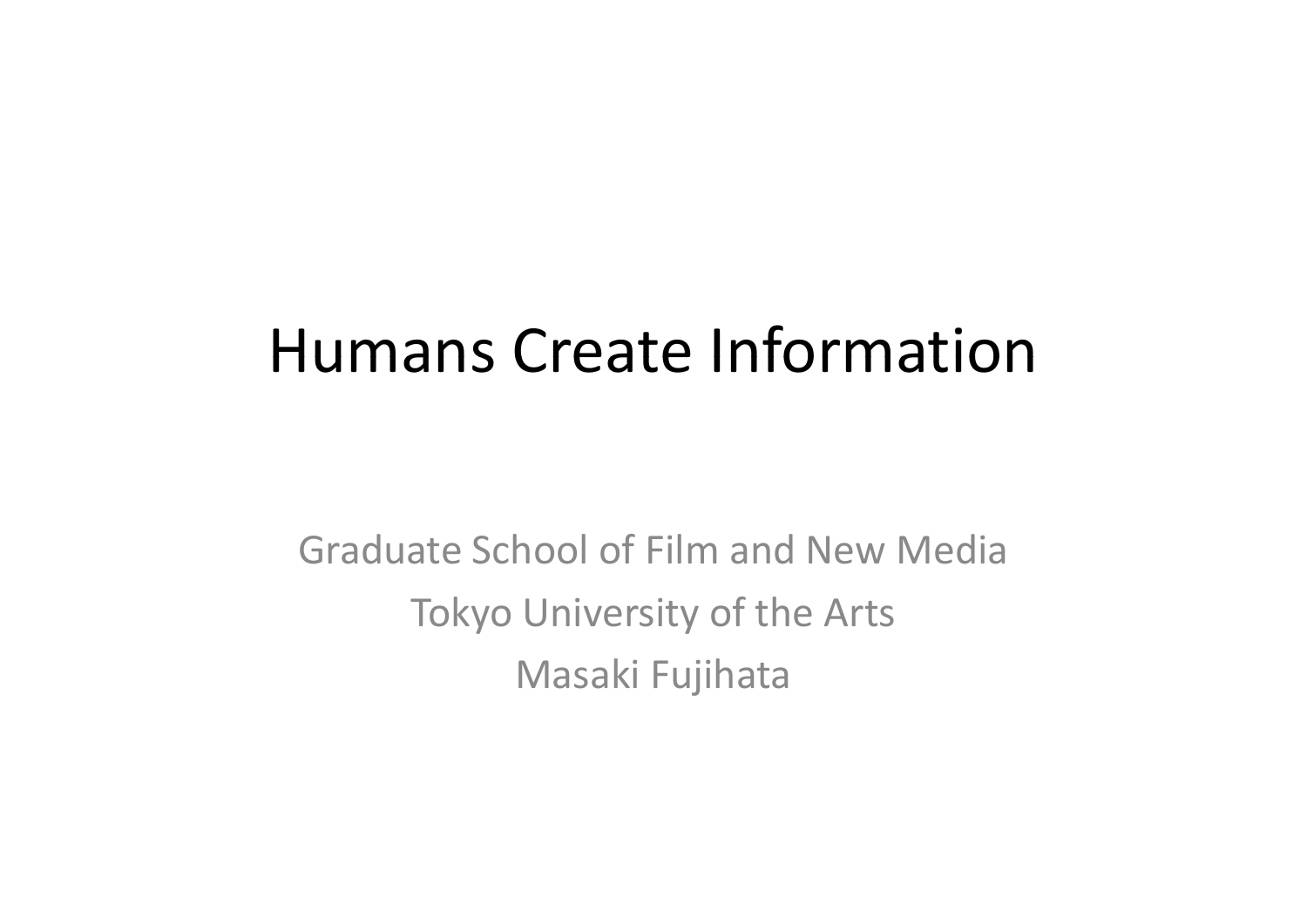# Humans Create Information

Graduate School of Film and New Media

Tokyo University of the Arts

Masaki Fujihata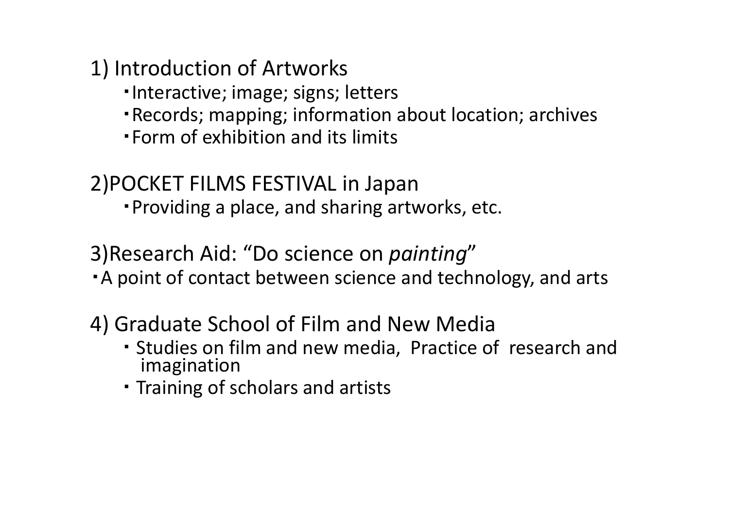1) Introduction of Artworks

- Interactive; image; signs; letters
- Records; mapping; information about location; archives
- Form of exhibition and its limits

2)POCKET FILMS FESTIVAL in Japan

- Providing a place, and sharing artworks, etc.

3)Research Aid: "Do science on *painting*"

- A point of contact between science and technology, and arts

4) Graduate School of Film and New Media

- Studies on film and new media, Practice of research and imagination
- Training of scholars and artists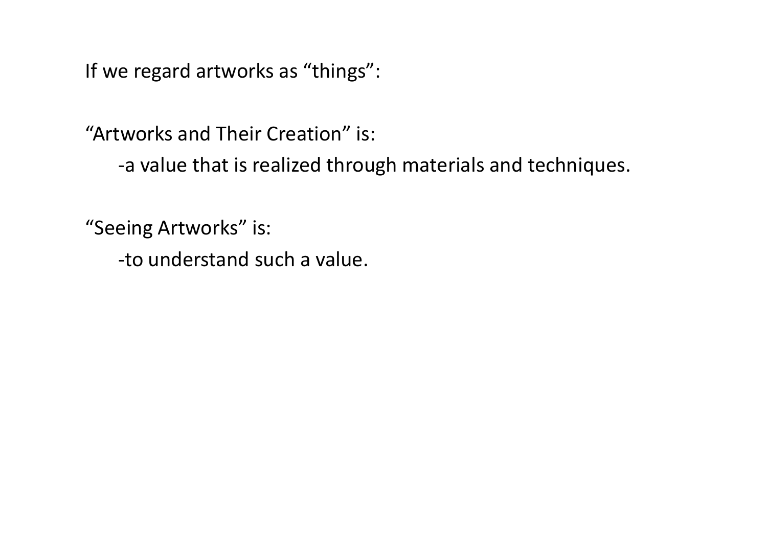If we regard artworks as “things”:

“Artworks and Their Creation” is:

- -a value that is realized through materials and techniques.

“Seeing Artworks” is:

- -to understand such a value.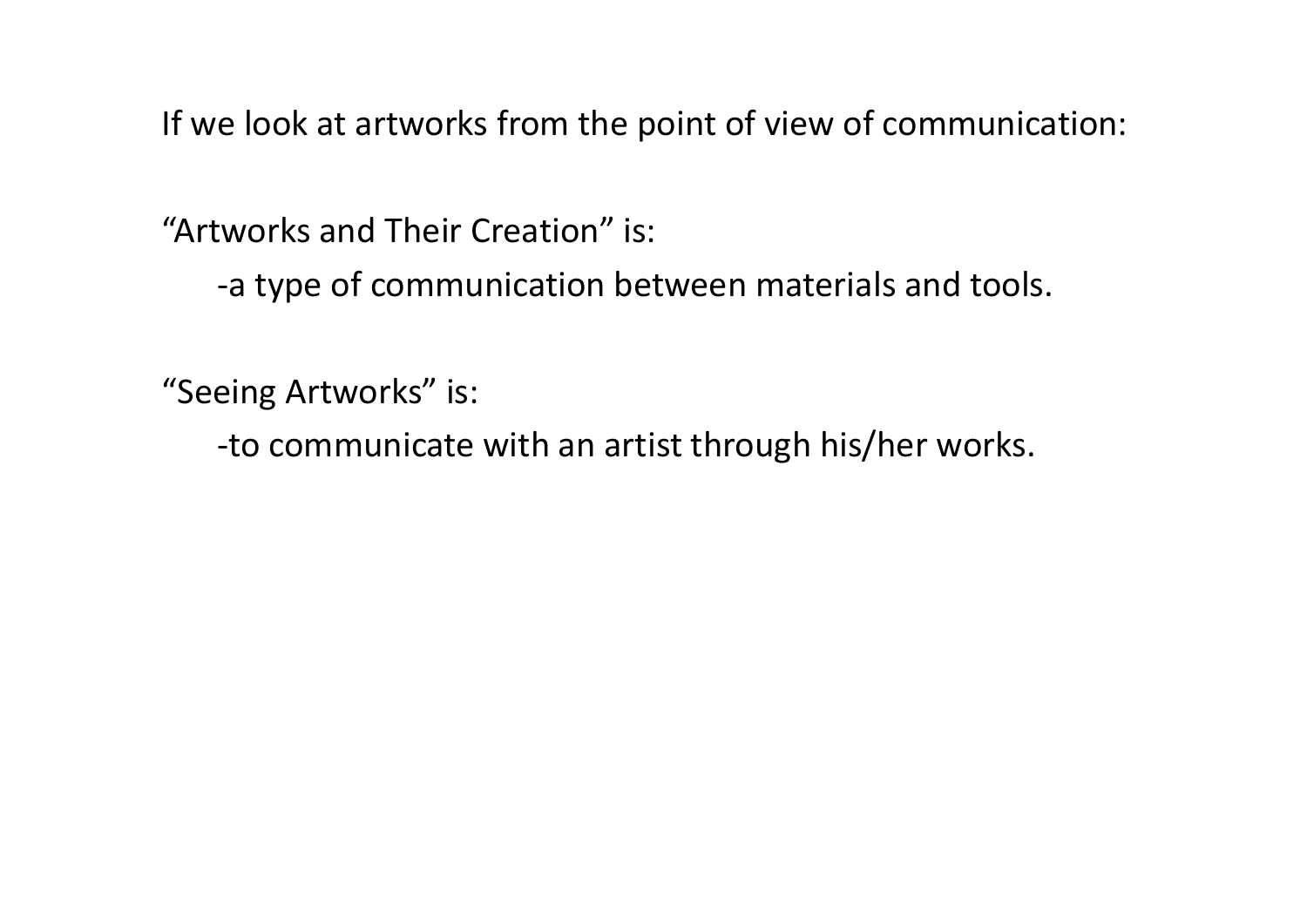If we look at artworks from the point of view of communication:

“Artworks and Their Creation” is:

-a type of communication between materials and tools.

“Seeing Artworks” is:

-to communicate with an artist through his/her works.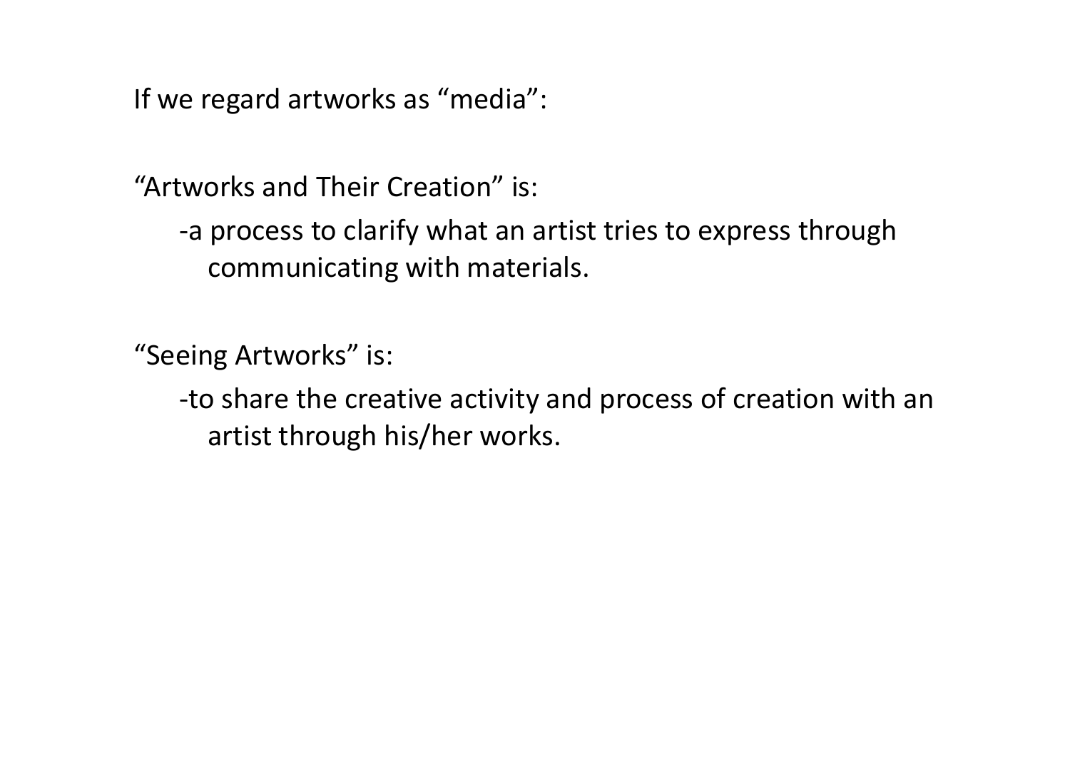If we regard artworks as “media”:

“Artworks and Their Creation” is:

- a process to clarify what an artist tries to express through communicating with materials.

“Seeing Artworks” is:

- to share the creative activity and process of creation with an artist through his/her works.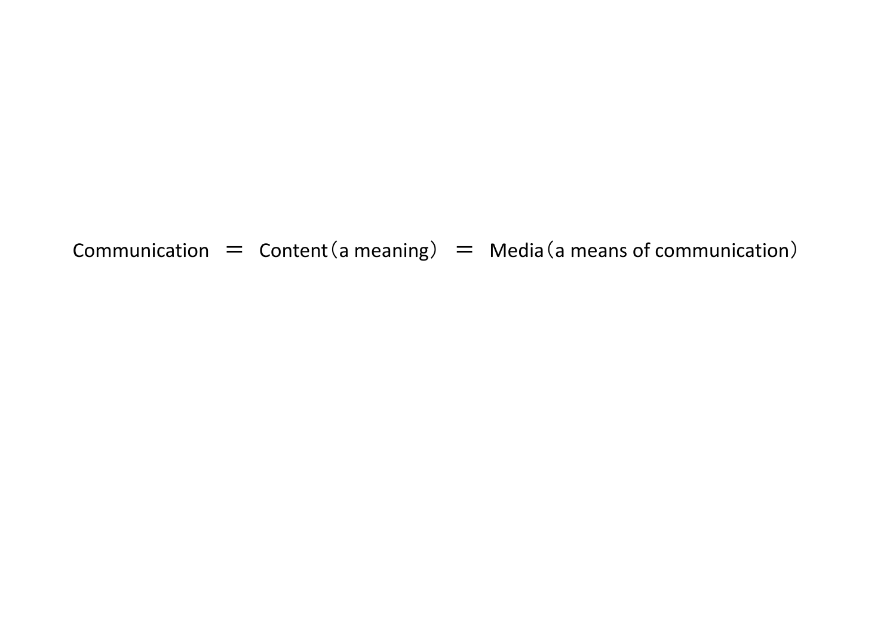Communication ＝ Content（a meaning） ＝ Media（a means of communication）